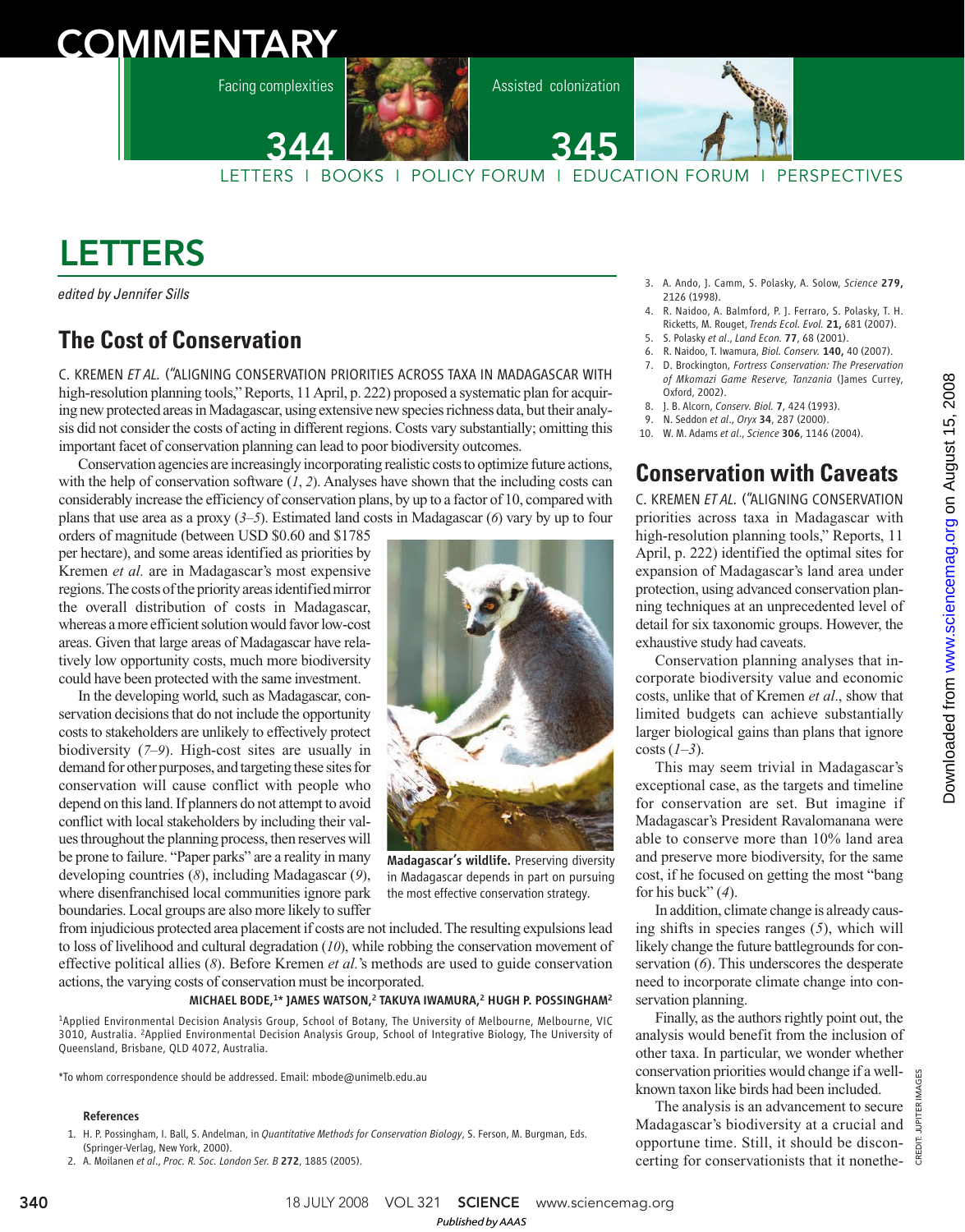# COMMENTARY

Facing complexities 344

Assisted colonization 345

LETTERS | BOOKS | POLICY FORUM | EDUCATION FORUM | PERSPECTIVES

# LETTERS

*edited by Jennifer Sills*

## The Cost of Conservation

C. KREMEN *ET AL.* ("ALIGNING CONSERVATION PRIORITIES ACROSS TAXA IN MADAGASCAR WITH high-resolution planning tools," Reports, 11 April, p. 222) proposed a systematic plan for acquiring new protected areas in Madagascar, using extensive new species richness data, but their analysis did not consider the costs of acting in different regions. Costs vary substantially; omitting this important facet of conservation planning can lead to poor biodiversity outcomes.

Conservation agencies are increasingly incorporating realistic costs to optimize future actions, with the help of conservation software (*1*, *2*). Analyses have shown that the including costs can considerably increase the efficiency of conservation plans, by up to a factor of 10, compared with plans that use area as a proxy (*3*–*5*). Estimated land costs in Madagascar (*6*) vary by up to four orders of magnitude (between USD $0.60 and $1785 per hectare), and some areas identified as priorities by Kremen *et al.* are in Madagascar's most expensive regions. The costs of the priority areas identified mirror the overall distribution of costs in Madagascar, whereas a more efficient solution would favor low-cost areas. Given that large areas of Madagascar have relatively low opportunity costs, much more biodiversity could have been protected with the same investment.

In the developing world, such as Madagascar, conservation decisions that do not include the opportunity costs to stakeholders are unlikely to effectively protect biodiversity (*7*–*9*). High-cost sites are usually in demand for other purposes, and targeting these sites for conservation will cause conflict with people who depend on this land. If planners do not attempt to avoid conflict with local stakeholders by including their values throughout the planning process, then reserves will be prone to failure. "Paper parks" are a reality in many developing countries (*8*), including Madagascar (*9*), where disenfranchised local communities ignore park boundaries. Local groups are also more likely to suffer from injudicious protected area placement if costs are not included. The resulting expulsions lead to loss of livelihood and cultural degradation (*10*), while robbing the conservation movement of effective political allies (*8*). Before Kremen *et al.*'s methods are used to guide conservation actions, the varying costs of conservation must be incorporated.

**Madagascar's wildlife.** Preserving diversity in Madagascar depends in part on pursuing the most effective conservation strategy.

**MICHAEL BODE,[1]* JAMES WATSON,[2] TAKUYA IWAMURA,[2] HUGH P. POSSINGHAM[2]**

[1]Applied Environmental Decision Analysis Group, School of Botany, The University of Melbourne, Melbourne, VIC 3010, Australia. [2]Applied Environmental Decision Analysis Group, School of Integrative Biology, The University of Queensland, Brisbane, QLD 4072, Australia.

*To whom correspondence should be addressed. Email: mbode@unimelb.edu.au

**References**

1. H. P. Possingham, I. Ball, S. Andelman, in *Quantitative Methods for Conservation Biology*, S. Ferson, M. Burgman, Eds. (Springer-Verlag, New York, 2000).
2. A. Moilanen *et al.*, *Proc. R. Soc. London Ser. B* **272**, 1885 (2005).
3. A. Ando, J. Camm, S. Polasky, A. Solow, *Science* **279,** 2126 (1998).
4. R. Naidoo, A. Balmford, P. J. Ferraro, S. Polasky, T. H. Ricketts, M. Rouget, *Trends Ecol. Evol.* **21,** 681 (2007).
5. S. Polasky *et al.*, *Land Econ.* **77**, 68 (2001).
6. R. Naidoo, T. Iwamura, *Biol. Conserv.* **140,** 40 (2007).
7. D. Brockington, *Fortress Conservation: The Preservation of Mkomazi Game Reserve, Tanzania* (James Currey, Oxford, 2002).
8. J. B. Alcorn, *Conserv. Biol.* **7**, 424 (1993).
9. N. Seddon *et al.*, *Oryx* **34**, 287 (2000).
10. W. M. Adams *et al.*, *Science* **306**, 1146 (2004).

## Conservation with Caveats

C. KREMEN *ET AL.* ("ALIGNING CONSERVATION priorities across taxa in Madagascar with high-resolution planning tools," Reports, 11 April, p. 222) identified the optimal sites for expansion of Madagascar's land area under protection, using advanced conservation planning techniques at an unprecedented level of detail for six taxonomic groups. However, the exhaustive study had caveats.

Conservation planning analyses that incorporate biodiversity value and economic costs, unlike that of Kremen *et al*., show that limited budgets can achieve substantially larger biological gains than plans that ignore costs (*1*–*3*).

This may seem trivial in Madagascar's exceptional case, as the targets and timeline for conservation are set. But imagine if Madagascar's President Ravalomanana were able to conserve more than 10% land area and preserve more biodiversity, for the same cost, if he focused on getting the most "bang for his buck" (*4*).

In addition, climate change is already causing shifts in species ranges (*5*), which will likely change the future battlegrounds for conservation (*6*). This underscores the desperate need to incorporate climate change into conservation planning.

Finally, as the authors rightly point out, the analysis would benefit from the inclusion of other taxa. In particular, we wonder whether conservation priorities would change if a well-known taxon like birds had been included.

The analysis is an advancement to secure Madagascar's biodiversity at a crucial and opportune time. Still, it should be disconcerting for conservationists that it nonethe-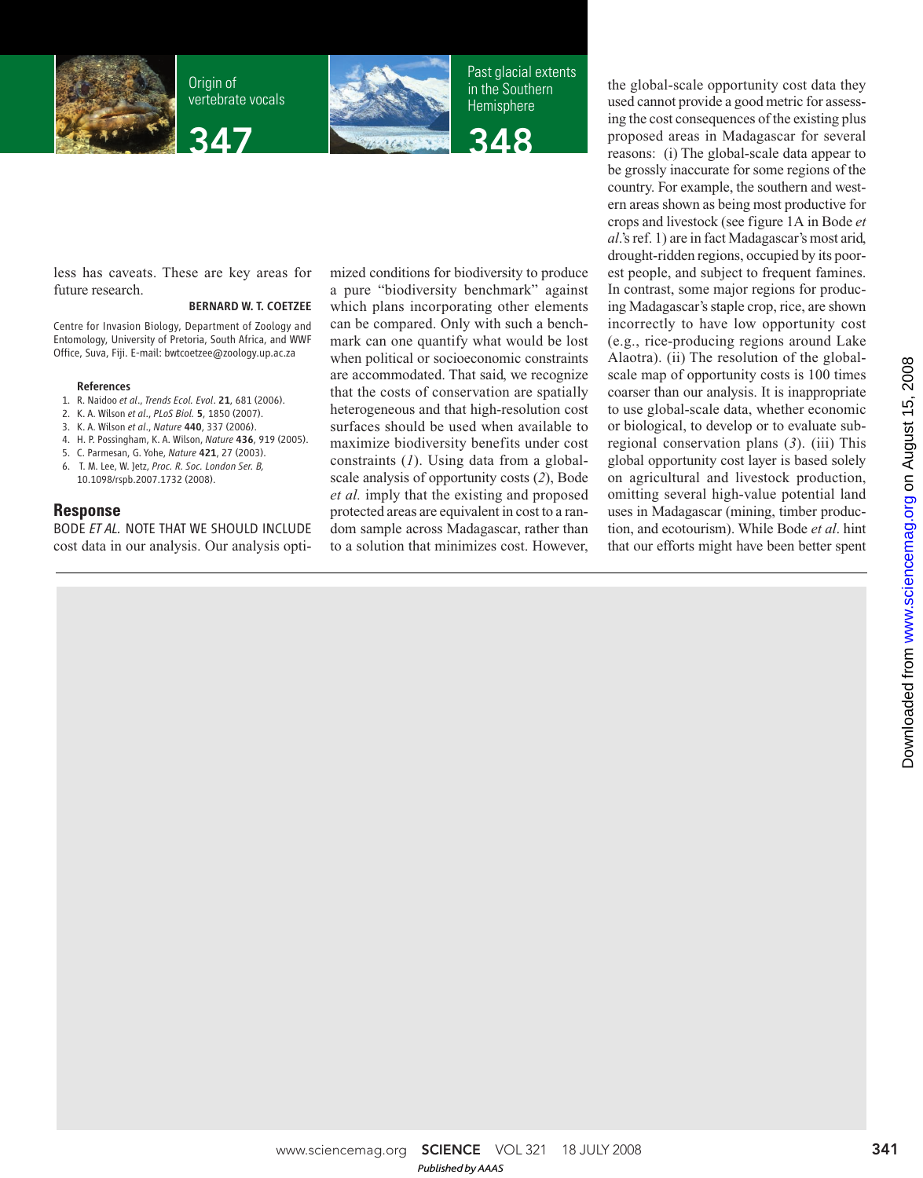less has caveats. These are key areas for future research.

**BERNARD W. T. COETZEE**

Centre for Invasion Biology, Department of Zoology and Entomology, University of Pretoria, South Africa, and WWF Office, Suva, Fiji. E-mail: bwtcoetzee@zoology.up.ac.za

**References**

1. R. Naidoo *et al.*, *Trends Ecol. Evol.* **21**, 681 (2006).
2. K. A. Wilson *et al.*, *PLoS Biol.* **5**, 1850 (2007).
3. K. A. Wilson *et al.*, *Nature* **440**, 337 (2006).
4. H. P. Possingham, K. A. Wilson, *Nature* **436**, 919 (2005).
5. C. Parmesan, G. Yohe, *Nature* **421**, 27 (2003).
6. T. M. Lee, W. Jetz, *Proc. R. Soc. London Ser. B*, 10.1098/rspb.2007.1732 (2008).

## Response

BODE *ET AL.* NOTE THAT WE SHOULD INCLUDE cost data in our analysis. Our analysis optimized conditions for biodiversity to produce a pure "biodiversity benchmark" against which plans incorporating other elements can be compared. Only with such a benchmark can one quantify what would be lost when political or socioeconomic constraints are accommodated. That said, we recognize that the costs of conservation are spatially heterogeneous and that high-resolution cost surfaces should be used when available to maximize biodiversity benefits under cost constraints (*1*). Using data from a global-scale analysis of opportunity costs (*2*), Bode *et al.* imply that the existing and proposed protected areas are equivalent in cost to a random sample across Madagascar, rather than to a solution that minimizes cost. However, the global-scale opportunity cost data they used cannot provide a good metric for assessing the cost consequences of the existing plus proposed areas in Madagascar for several reasons: (i) The global-scale data appear to be grossly inaccurate for some regions of the country. For example, the southern and western areas shown as being most productive for crops and livestock (see figure 1A in Bode *et al.*'s ref. 1) are in fact Madagascar's most arid, drought-ridden regions, occupied by its poorest people, and subject to frequent famines. In contrast, some major regions for producing Madagascar's staple crop, rice, are shown incorrectly to have low opportunity cost (e.g., rice-producing regions around Lake Alaotra). (ii) The resolution of the global-scale map of opportunity costs is 100 times coarser than our analysis. It is inappropriate to use global-scale data, whether economic or biological, to develop or to evaluate subregional conservation plans (*3*). (iii) This global opportunity cost layer is based solely on agricultural and livestock production, omitting several high-value potential land uses in Madagascar (mining, timber production, and ecotourism). While Bode *et al.* hint that our efforts might have been better spent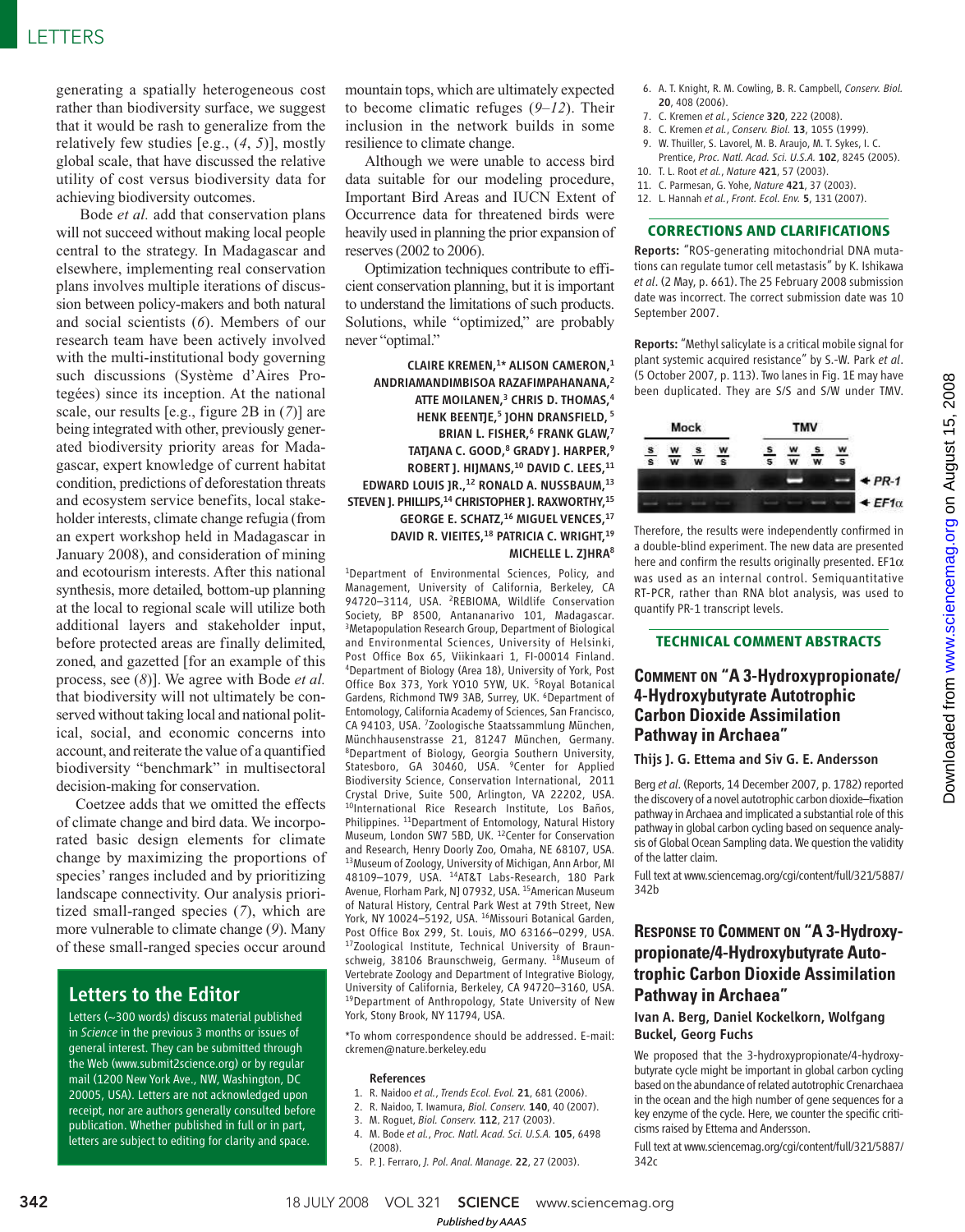generating a spatially heterogeneous cost rather than biodiversity surface, we suggest that it would be rash to generalize from the relatively few studies [e.g., (*4*, *5*)], mostly global scale, that have discussed the relative utility of cost versus biodiversity data for achieving biodiversity outcomes.

Bode *et al.* add that conservation plans will not succeed without making local people central to the strategy. In Madagascar and elsewhere, implementing real conservation plans involves multiple iterations of discussion between policy-makers and both natural and social scientists (*6*). Members of our research team have been actively involved with the multi-institutional body governing such discussions (Système d'Aires Protégées) since its inception. At the national scale, our results [e.g., figure 2B in (*7*)] are being integrated with other, previously generated biodiversity priority areas for Madagascar, expert knowledge of current habitat condition, predictions of deforestation threats and ecosystem service benefits, local stakeholder interests, climate change refugia (from an expert workshop held in Madagascar in January 2008), and consideration of mining and ecotourism interests. After this national synthesis, more detailed, bottom-up planning at the local to regional scale will utilize both additional layers and stakeholder input, before protected areas are finally delimited, zoned, and gazetted [for an example of this process, see (*8*)]. We agree with Bode *et al.* that biodiversity will not ultimately be conserved without taking local and national political, social, and economic concerns into account, and reiterate the value of a quantified biodiversity "benchmark" in multisectoral decision-making for conservation.

Coetzee adds that we omitted the effects of climate change and bird data. We incorporated basic design elements for climate change by maximizing the proportions of species' ranges included and by prioritizing landscape connectivity. Our analysis prioritized small-ranged species (*7*), which are more vulnerable to climate change (*9*). Many of these small-ranged species occur around mountain tops, which are ultimately expected to become climatic refuges (*9*–*12*). Their inclusion in the network builds in some resilience to climate change.

Although we were unable to access bird data suitable for our modeling procedure, Important Bird Areas and IUCN Extent of Occurrence data for threatened birds were heavily used in planning the prior expansion of reserves (2002 to 2006).

Optimization techniques contribute to efficient conservation planning, but it is important to understand the limitations of such products. Solutions, while "optimized," are probably never "optimal."

**CLAIRE KREMEN,[1]* ALISON CAMERON,[1] ANDRIAMANDIMBISOA RAZAFIMPAHANANA,[2] ATTE MOILANEN,[3] CHRIS D. THOMAS,[4] HENK BEENTJE,[5] JOHN DRANSFIELD,[5] BRIAN L. FISHER,[6] FRANK GLAW,[7] TATJANA C. GOOD,[8] GRADY J. HARPER,[9] ROBERT J. HIJMANS,[10] DAVID C. LEES,[11] EDWARD LOUIS JR.,[12] RONALD A. NUSSBAUM,[13] STEVEN J. PHILLIPS,[14] CHRISTOPHER J. RAXWORTHY,[15] GEORGE E. SCHATZ,[16] MIGUEL VENCES,[17] DAVID R. VIEITES,[18] PATRICIA C. WRIGHT,[19] MICHELLE L. ZJHRA[8]**

[1]Department of Environmental Sciences, Policy, and Management, University of California, Berkeley, CA 94720–3114, USA. [2]REBIOMA, Wildlife Conservation Society, BP 8500, Antananarivo 101, Madagascar. [3]Metapopulation Research Group, Department of Biological and Environmental Sciences, University of Helsinki, Post Office Box 65, Viikinkaari 1, FI-00014 Finland. [4]Department of Biology (Area 18), University of York, Post Office Box 373, York YO10 5YW, UK. [5]Royal Botanical Gardens, Richmond TW9 3AB, Surrey, UK. [6]Department of Entomology, California Academy of Sciences, San Francisco, CA 94103, USA. [7]Zoologische Staatssammlung München, Münchhausenstrasse 21, 81247 München, Germany. [8]Department of Biology, Georgia Southern University, Statesboro, GA 30460, USA. [9]Center for Applied Biodiversity Science, Conservation International, 2011 Crystal Drive, Suite 500, Arlington, VA 22202, USA. [10]International Rice Research Institute, Los Baños, Philippines. [11]Department of Entomology, Natural History Museum, London SW7 5BD, UK. [12]Center for Conservation and Research, Henry Doorly Zoo, Omaha, NE 68107, USA. [13]Museum of Zoology, University of Michigan, Ann Arbor, MI 48109–1079, USA. [14]AT&T Labs-Research, 180 Park Avenue, Florham Park, NJ 07932, USA. [15]American Museum of Natural History, Central Park West at 79th Street, New York, NY 10024–5192, USA. [16]Missouri Botanical Garden, Post Office Box 299, St. Louis, MO 63166–0299, USA. [17]Zoological Institute, Technical University of Braunschweig, 38106 Braunschweig, Germany. [18]Museum of Vertebrate Zoology and Department of Integrative Biology, University of California, Berkeley, CA 94720–3160, USA. [19]Department of Anthropology, State University of New York, Stony Brook, NY 11794, USA.

*To whom correspondence should be addressed. E-mail: ckremen@nature.berkeley.edu

**References**

1. R. Naidoo *et al.*, *Trends Ecol. Evol.* **21**, 681 (2006).
2. R. Naidoo, T. Iwamura, *Biol. Conserv.* **140**, 40 (2007).
3. M. Roguet, *Biol. Conserv.* **112**, 217 (2003).
4. M. Bode *et al.*, *Proc. Natl. Acad. Sci. U.S.A.* **105**, 6498 (2008).
5. P. J. Ferraro, *J. Pol. Anal. Manage.* **22**, 27 (2003).
6. A. T. Knight, R. M. Cowling, B. R. Campbell, *Conserv. Biol.* **20**, 408 (2006).
7. C. Kremen *et al.*, *Science* **320**, 222 (2008).
8. C. Kremen *et al.*, *Conserv. Biol.* **13**, 1055 (1999).
9. W. Thuiller, S. Lavorel, M. B. Araujo, M. T. Sykes, I. C. Prentice, *Proc. Natl. Acad. Sci. U.S.A.* **102**, 8245 (2005).
10. T. L. Root *et al.*, *Nature* **421**, 57 (2003).
11. C. Parmesan, G. Yohe, *Nature* **421**, 37 (2003).
12. L. Hannah *et al.*, *Front. Ecol. Env.* **5**, 131 (2007).

## Letters to the Editor

Letters (~300 words) discuss material published in *Science* in the previous 3 months or issues of general interest. They can be submitted through the Web (www.submit2science.org) or by regular mail (1200 New York Ave., NW, Washington, DC 20005, USA). Letters are not acknowledged upon receipt, nor are authors generally consulted before publication. Whether published in full or in part, letters are subject to editing for clarity and space.

## CORRECTIONS AND CLARIFICATIONS

**Reports:** "ROS-generating mitochondrial DNA mutations can regulate tumor cell metastasis" by K. Ishikawa *et al.* (2 May, p. 661). The 25 February 2008 submission date was incorrect. The correct submission date was 10 September 2007.

**Reports:** "Methyl salicylate is a critical mobile signal for plant systemic acquired resistance" by S.-W. Park *et al.* (5 October 2007, p. 113). Two lanes in Fig. 1E may have been duplicated. They are S/S and S/W under TMV.

Mock
TMV
S/S W/W S/W W/S S/S W/W S/W W/S
PR-1
EF1α

Therefore, the results were independently confirmed in a double-blind experiment. The new data are presented here and confirm the results originally presented. EF1α was used as an internal control. Semiquantitative RT-PCR, rather than RNA blot analysis, was used to quantify PR-1 transcript levels.

## TECHNICAL COMMENT ABSTRACTS

### Comment on "A 3-Hydroxypropionate/4-Hydroxybutyrate Autotrophic Carbon Dioxide Assimilation Pathway in Archaea"

**Thijs J. G. Ettema and Siv G. E. Andersson**

Berg *et al.* (Reports, 14 December 2007, p. 1782) reported the discovery of a novel autotrophic carbon dioxide–fixation pathway in Archaea and implicated a substantial role of this pathway in global carbon cycling based on sequence analysis of Global Ocean Sampling data. We question the validity of the latter claim.

Full text at www.sciencemag.org/cgi/content/full/321/5887/342b

### Response to Comment on "A 3-Hydroxypropionate/4-Hydroxybutyrate Autotrophic Carbon Dioxide Assimilation Pathway in Archaea"

**Ivan A. Berg, Daniel Kockelkorn, Wolfgang Buckel, Georg Fuchs**

We proposed that the 3-hydroxypropionate/4-hydroxybutyrate cycle might be important in global carbon cycling based on the abundance of related autotrophic Crenarchaea in the ocean and the high number of gene sequences for a key enzyme of the cycle. Here, we counter the specific criticisms raised by Ettema and Andersson.

Full text at www.sciencemag.org/cgi/content/full/321/5887/342c